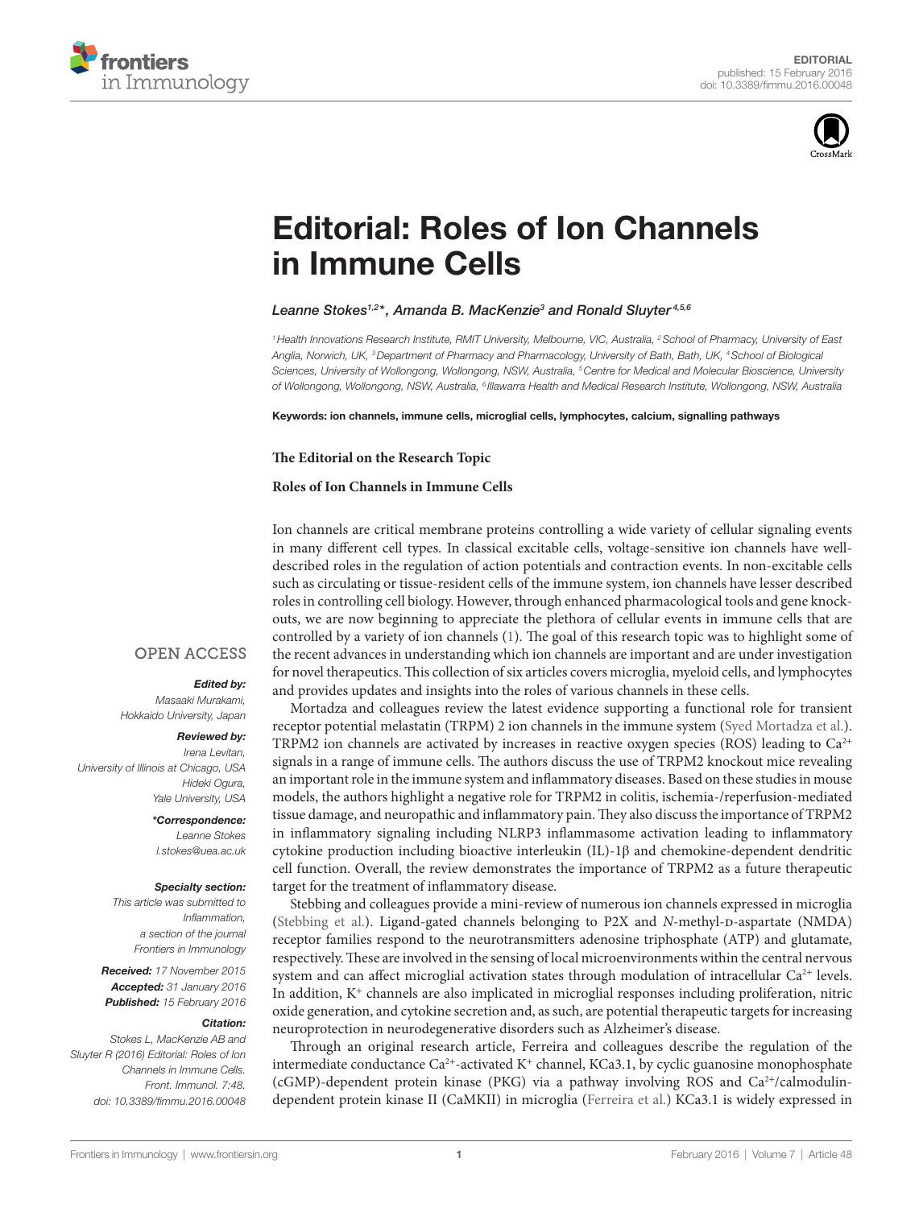EDITORIAL
published: 15 February 2016
doi: 10.3389/fimmu.2016.00048

# Editorial: Roles of Ion Channels in Immune Cells

*Leanne Stokes[1,2]\*, Amanda B. MacKenzie[3] and Ronald Sluyter[4,5,6]*

[1] Health Innovations Research Institute, RMIT University, Melbourne, VIC, Australia, [2] School of Pharmacy, University of East Anglia, Norwich, UK, [3] Department of Pharmacy and Pharmacology, University of Bath, Bath, UK, [4] School of Biological Sciences, University of Wollongong, Wollongong, NSW, Australia, [5] Centre for Medical and Molecular Bioscience, University of Wollongong, Wollongong, NSW, Australia, [6] Illawarra Health and Medical Research Institute, Wollongong, NSW, Australia

**Keywords: ion channels, immune cells, microglial cells, lymphocytes, calcium, signalling pathways**

OPEN ACCESS

***Edited by:***
*Masaaki Murakami, Hokkaido University, Japan*

***Reviewed by:***
*Irena Levitan, University of Illinois at Chicago, USA*
*Hideki Ogura, Yale University, USA*

***\*Correspondence:***
*Leanne Stokes*
*l.stokes@uea.ac.uk*

***Specialty section:***
*This article was submitted to Inflammation, a section of the journal Frontiers in Immunology*

***Received:** 17 November 2015*
***Accepted:** 31 January 2016*
***Published:** 15 February 2016*

***Citation:***
*Stokes L, MacKenzie AB and Sluyter R (2016) Editorial: Roles of Ion Channels in Immune Cells. Front. Immunol. 7:48. doi: 10.3389/fimmu.2016.00048*

**The Editorial on the Research Topic**

**Roles of Ion Channels in Immune Cells**

Ion channels are critical membrane proteins controlling a wide variety of cellular signaling events in many different cell types. In classical excitable cells, voltage-sensitive ion channels have well-described roles in the regulation of action potentials and contraction events. In non-excitable cells such as circulating or tissue-resident cells of the immune system, ion channels have lesser described roles in controlling cell biology. However, through enhanced pharmacological tools and gene knockouts, we are now beginning to appreciate the plethora of cellular events in immune cells that are controlled by a variety of ion channels (1). The goal of this research topic was to highlight some of the recent advances in understanding which ion channels are important and are under investigation for novel therapeutics. This collection of six articles covers microglia, myeloid cells, and lymphocytes and provides updates and insights into the roles of various channels in these cells.

Mortadza and colleagues review the latest evidence supporting a functional role for transient receptor potential melastatin (TRPM) 2 ion channels in the immune system (Syed Mortadza et al.). TRPM2 ion channels are activated by increases in reactive oxygen species (ROS) leading to $Ca^{2+}$ signals in a range of immune cells. The authors discuss the use of TRPM2 knockout mice revealing an important role in the immune system and inflammatory diseases. Based on these studies in mouse models, the authors highlight a negative role for TRPM2 in colitis, ischemia-/reperfusion-mediated tissue damage, and neuropathic and inflammatory pain. They also discuss the importance of TRPM2 in inflammatory signaling including NLRP3 inflammasome activation leading to inflammatory cytokine production including bioactive interleukin (IL)-1β and chemokine-dependent dendritic cell function. Overall, the review demonstrates the importance of TRPM2 as a future therapeutic target for the treatment of inflammatory disease.

Stebbing and colleagues provide a mini-review of numerous ion channels expressed in microglia (Stebbing et al.). Ligand-gated channels belonging to P2X and *N*-methyl-D-aspartate (NMDA) receptor families respond to the neurotransmitters adenosine triphosphate (ATP) and glutamate, respectively. These are involved in the sensing of local microenvironments within the central nervous system and can affect microglial activation states through modulation of intracellular $Ca^{2+}$ levels. In addition, $K^+$ channels are also implicated in microglial responses including proliferation, nitric oxide generation, and cytokine secretion and, as such, are potential therapeutic targets for increasing neuroprotection in neurodegenerative disorders such as Alzheimer's disease.

Through an original research article, Ferreira and colleagues describe the regulation of the intermediate conductance $Ca^{2+}$-activated $K^+$ channel, KCa3.1, by cyclic guanosine monophosphate (cGMP)-dependent protein kinase (PKG) via a pathway involving ROS and $Ca^{2+}$/calmodulin-dependent protein kinase II (CaMKII) in microglia (Ferreira et al.) KCa3.1 is widely expressed in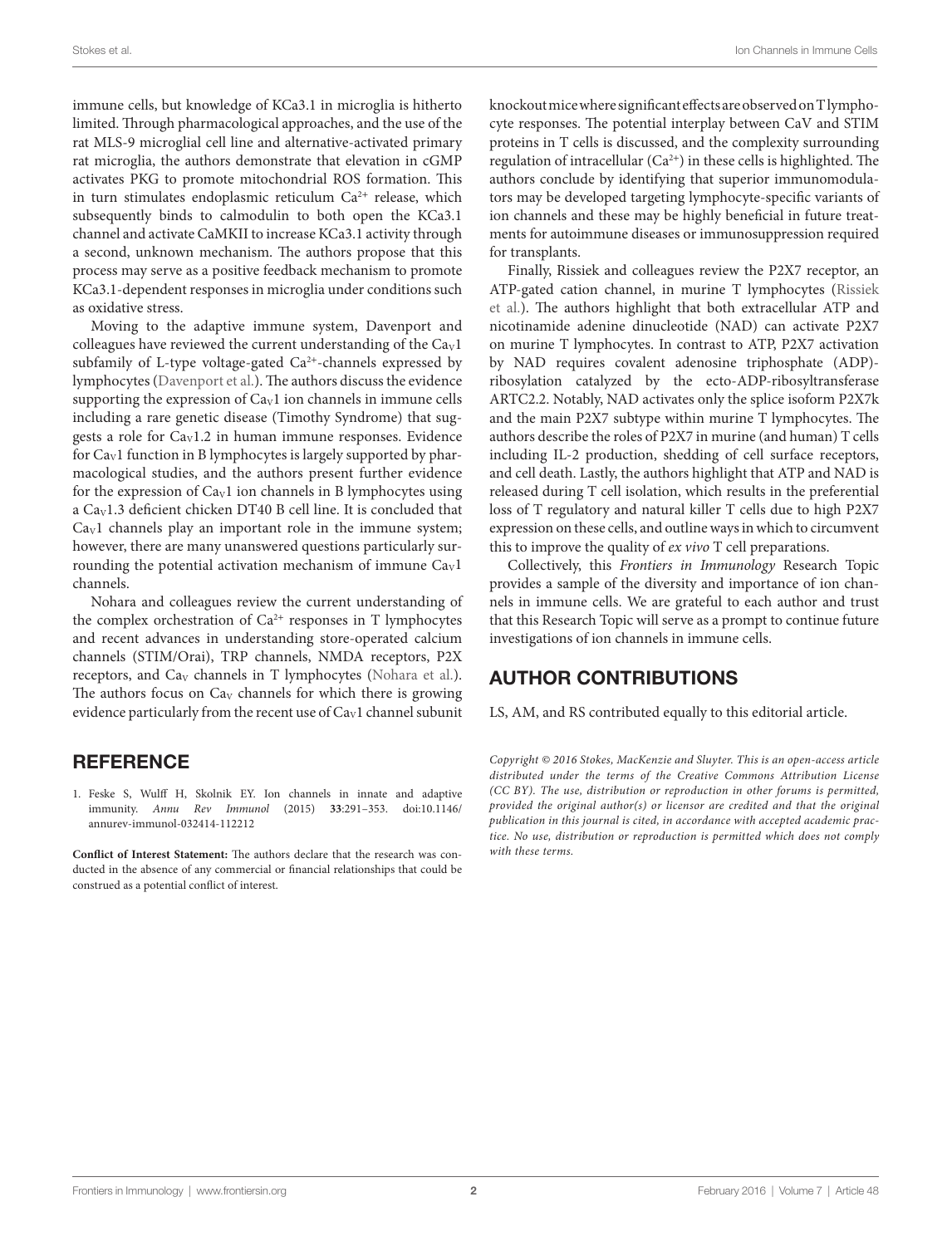immune cells, but knowledge of KCa3.1 in microglia is hitherto limited. Through pharmacological approaches, and the use of the rat MLS-9 microglial cell line and alternative-activated primary rat microglia, the authors demonstrate that elevation in cGMP activates PKG to promote mitochondrial ROS formation. This in turn stimulates endoplasmic reticulum $Ca^{2+}$ release, which subsequently binds to calmodulin to both open the KCa3.1 channel and activate CaMKII to increase KCa3.1 activity through a second, unknown mechanism. The authors propose that this process may serve as a positive feedback mechanism to promote KCa3.1-dependent responses in microglia under conditions such as oxidative stress.

Moving to the adaptive immune system, Davenport and colleagues have reviewed the current understanding of the $Ca_V1$ subfamily of L-type voltage-gated $Ca^{2+}$-channels expressed by lymphocytes (Davenport et al.). The authors discuss the evidence supporting the expression of $Ca_V1$ ion channels in immune cells including a rare genetic disease (Timothy Syndrome) that suggests a role for $Ca_V1.2$ in human immune responses. Evidence for $Ca_V1$ function in B lymphocytes is largely supported by pharmacological studies, and the authors present further evidence for the expression of $Ca_V1$ ion channels in B lymphocytes using a $Ca_V1.3$ deficient chicken DT40 B cell line. It is concluded that $Ca_V1$ channels play an important role in the immune system; however, there are many unanswered questions particularly surrounding the potential activation mechanism of immune $Ca_V1$ channels.

Nohara and colleagues review the current understanding of the complex orchestration of $Ca^{2+}$ responses in T lymphocytes and recent advances in understanding store-operated calcium channels (STIM/Orai), TRP channels, NMDA receptors, P2X receptors, and $Ca_V$ channels in T lymphocytes (Nohara et al.). The authors focus on $Ca_V$ channels for which there is growing evidence particularly from the recent use of $Ca_V1$ channel subunit knockout mice where significant effects are observed on T lymphocyte responses. The potential interplay between CaV and STIM proteins in T cells is discussed, and the complexity surrounding regulation of intracellular ($Ca^{2+}$) in these cells is highlighted. The authors conclude by identifying that superior immunomodulators may be developed targeting lymphocyte-specific variants of ion channels and these may be highly beneficial in future treatments for autoimmune diseases or immunosuppression required for transplants.

Finally, Rissiek and colleagues review the P2X7 receptor, an ATP-gated cation channel, in murine T lymphocytes (Rissiek et al.). The authors highlight that both extracellular ATP and nicotinamide adenine dinucleotide (NAD) can activate P2X7 on murine T lymphocytes. In contrast to ATP, P2X7 activation by NAD requires covalent adenosine triphosphate (ADP)-ribosylation catalyzed by the ecto-ADP-ribosyltransferase ARTC2.2. Notably, NAD activates only the splice isoform P2X7k and the main P2X7 subtype within murine T lymphocytes. The authors describe the roles of P2X7 in murine (and human) T cells including IL-2 production, shedding of cell surface receptors, and cell death. Lastly, the authors highlight that ATP and NAD is released during T cell isolation, which results in the preferential loss of T regulatory and natural killer T cells due to high P2X7 expression on these cells, and outline ways in which to circumvent this to improve the quality of *ex vivo* T cell preparations.

Collectively, this *Frontiers in Immunology* Research Topic provides a sample of the diversity and importance of ion channels in immune cells. We are grateful to each author and trust that this Research Topic will serve as a prompt to continue future investigations of ion channels in immune cells.

## AUTHOR CONTRIBUTIONS

LS, AM, and RS contributed equally to this editorial article.

## REFERENCE

1. Feske S, Wulff H, Skolnik EY. Ion channels in innate and adaptive immunity. *Annu Rev Immunol* (2015) **33**:291–353. doi:10.1146/annurev-immunol-032414-112212

**Conflict of Interest Statement:** The authors declare that the research was conducted in the absence of any commercial or financial relationships that could be construed as a potential conflict of interest.

*Copyright © 2016 Stokes, MacKenzie and Sluyter. This is an open-access article distributed under the terms of the Creative Commons Attribution License (CC BY). The use, distribution or reproduction in other forums is permitted, provided the original author(s) or licensor are credited and that the original publication in this journal is cited, in accordance with accepted academic practice. No use, distribution or reproduction is permitted which does not comply with these terms.*